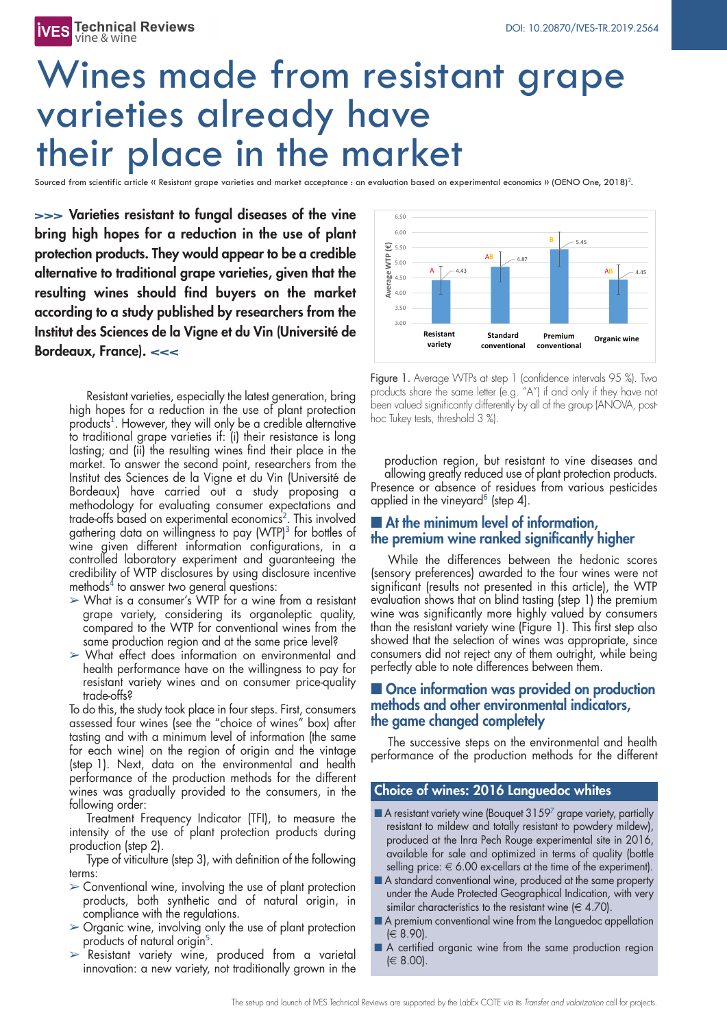# Wines made from resistant grape varieties already have their place in the market

Sourced from scientific article « Resistant grape varieties and market acceptance : an evaluation based on experimental economics » (OENO One, 2018)[2].

**>>> Varieties resistant to fungal diseases of the vine bring high hopes for a reduction in the use of plant protection products. They would appear to be a credible alternative to traditional grape varieties, given that the resulting wines should find buyers on the market according to a study published by researchers from the Institut des Sciences de la Vigne et du Vin (Université de Bordeaux, France). <<<**

Resistant varieties, especially the latest generation, bring high hopes for a reduction in the use of plant protection products[1]. However, they will only be a credible alternative to traditional grape varieties if: (i) their resistance is long lasting; and (ii) the resulting wines find their place in the market. To answer the second point, researchers from the Institut des Sciences de la Vigne et du Vin (Université de Bordeaux) have carried out a study proposing a methodology for evaluating consumer expectations and trade-offs based on experimental economics[2]. This involved gathering data on willingness to pay (WTP)[3] for bottles of wine given different information configurations, in a controlled laboratory experiment and guaranteeing the credibility of WTP disclosures by using disclosure incentive methods[4] to answer two general questions:

- What is a consumer's WTP for a wine from a resistant grape variety, considering its organoleptic quality, compared to the WTP for conventional wines from the same production region and at the same price level?
- What effect does information on environmental and health performance have on the willingness to pay for resistant variety wines and on consumer price-quality trade-offs?

To do this, the study took place in four steps. First, consumers assessed four wines (see the "choice of wines" box) after tasting and with a minimum level of information (the same for each wine) on the region of origin and the vintage (step 1). Next, data on the environmental and health performance of the production methods for the different wines was gradually provided to the consumers, in the following order:

Treatment Frequency Indicator (TFI), to measure the intensity of the use of plant protection products during production (step 2).

Type of viticulture (step 3), with definition of the following terms:

- Conventional wine, involving the use of plant protection products, both synthetic and of natural origin, in compliance with the regulations.
- Organic wine, involving only the use of plant protection products of natural origin[5].
- Resistant variety wine, produced from a varietal innovation: a new variety, not traditionally grown in the production region, but resistant to vine diseases and allowing greatly reduced use of plant protection products.

Presence or absence of residues from various pesticides applied in the vineyard[6] (step 4).

| | Resistant variety | Standard conventional | Premium conventional | Organic wine |
|---|---|---|---|---|
| Average WTP (€) | 4.43 | 4.87 | 5.45 | 4.45 |
| Group | A | AB | B | AB |

Figure 1. Average WTPs at step 1 (confidence intervals 95 %). Two products share the same letter (e.g. "A") if and only if they have not been valued significantly differently by all of the group (ANOVA, post-hoc Tukey tests, threshold 3 %).

## At the minimum level of information, the premium wine ranked significantly higher

While the differences between the hedonic scores (sensory preferences) awarded to the four wines were not significant (results not presented in this article), the WTP evaluation shows that on blind tasting (step 1) the premium wine was significantly more highly valued by consumers than the resistant variety wine (Figure 1). This first step also showed that the selection of wines was appropriate, since consumers did not reject any of them outright, while being perfectly able to note differences between them.

## Once information was provided on production methods and other environmental indicators, the game changed completely

The successive steps on the environmental and health performance of the production methods for the different

### Choice of wines: 2016 Languedoc whites

- A resistant variety wine (Bouquet 3159[7] grape variety, partially resistant to mildew and totally resistant to powdery mildew), produced at the Inra Pech Rouge experimental site in 2016, available for sale and optimized in terms of quality (bottle selling price: € 6.00 ex-cellars at the time of the experiment).
- A standard conventional wine, produced at the same property under the Aude Protected Geographical Indication, with very similar characteristics to the resistant wine (€ 4.70).
- A premium conventional wine from the Languedoc appellation (€ 8.90).
- A certified organic wine from the same production region (€ 8.00).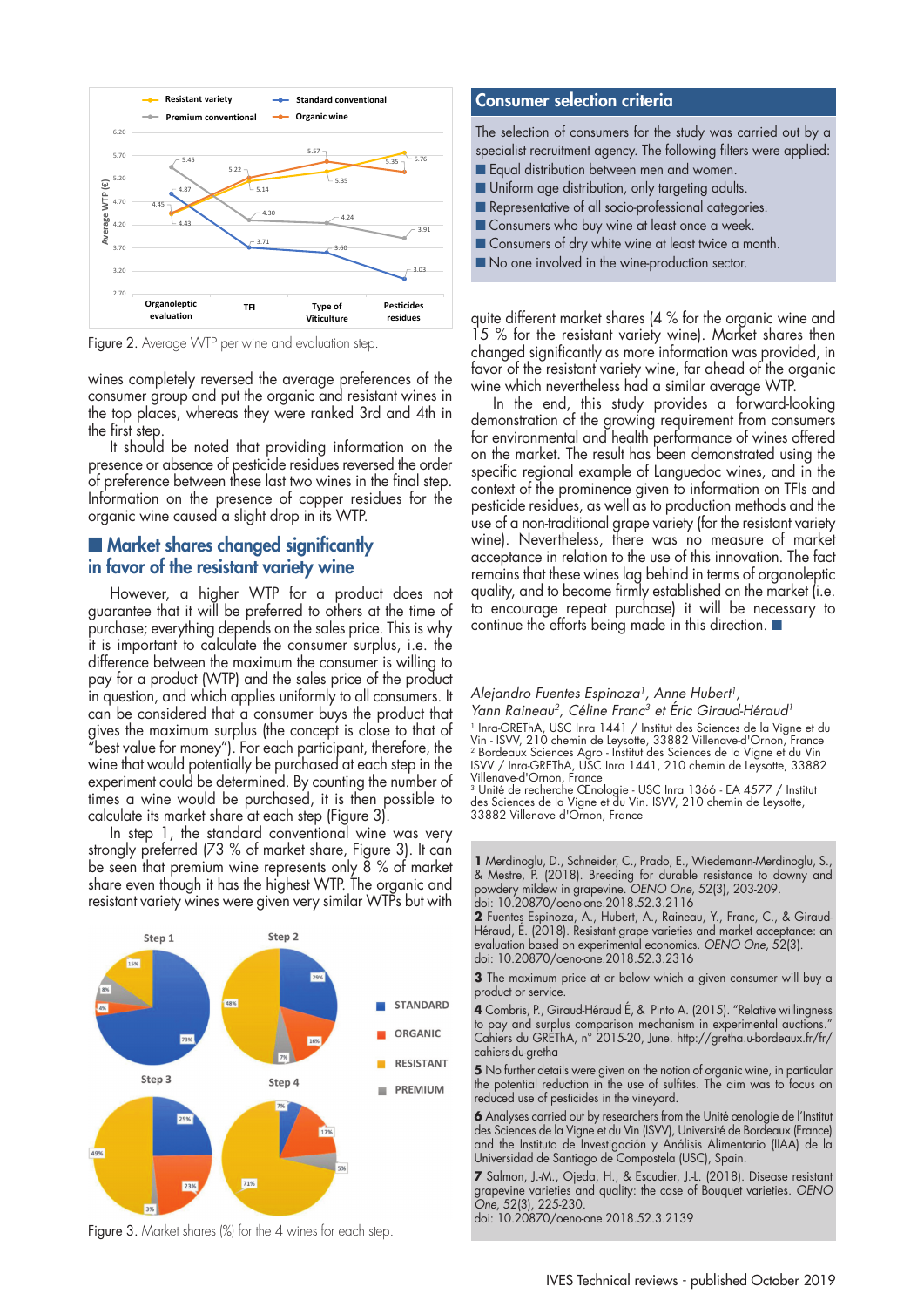Resistant variety
Standard conventional
Premium conventional
Organic wine

6.20
5.70
5.20
4.70
4.20
3.70
3.20
2.70

Average WTP (€)

5.45
5.22
5.57
5.35
5.76
4.87
5.14
5.35
4.45
4.30
4.24
4.43
3.91
3.71
3.60
3.03

Organoleptic evaluation
TFI
Type of Viticulture
Pesticides residues

Figure 2. Average WTP per wine and evaluation step.

wines completely reversed the average preferences of the consumer group and put the organic and resistant wines in the top places, whereas they were ranked 3rd and 4th in the first step.

It should be noted that providing information on the presence or absence of pesticide residues reversed the order of preference between these last two wines in the final step. Information on the presence of copper residues for the organic wine caused a slight drop in its WTP.

## Market shares changed significantly in favor of the resistant variety wine

However, a higher WTP for a product does not guarantee that it will be preferred to others at the time of purchase; everything depends on the sales price. This is why it is important to calculate the consumer surplus, i.e. the difference between the maximum the consumer is willing to pay for a product (WTP) and the sales price of the product in question, and which applies uniformly to all consumers. It can be considered that a consumer buys the product that gives the maximum surplus (the concept is close to that of "best value for money"). For each participant, therefore, the wine that would potentially be purchased at each step in the experiment could be determined. By counting the number of times a wine would be purchased, it is then possible to calculate its market share at each step (Figure 3).

In step 1, the standard conventional wine was very strongly preferred (73 % of market share, Figure 3). It can be seen that premium wine represents only 8 % of market share even though it has the highest WTP. The organic and resistant variety wines were given very similar WTPs but with

Step 1
15%
8%
4%
73%

Step 2
29%
48%
16%
7%

Step 3
25%
49%
23%
3%

Step 4
7%
17%
5%
71%

STANDARD
ORGANIC
RESISTANT
PREMIUM

Figure 3. Market shares (%) for the 4 wines for each step.

## Consumer selection criteria

The selection of consumers for the study was carried out by a specialist recruitment agency. The following filters were applied:

- Equal distribution between men and women.
- Uniform age distribution, only targeting adults.
- Representative of all socio-professional categories.
- Consumers who buy wine at least once a week.
- Consumers of dry white wine at least twice a month.
- No one involved in the wine-production sector.

quite different market shares (4 % for the organic wine and 15 % for the resistant variety wine). Market shares then changed significantly as more information was provided, in favor of the resistant variety wine, far ahead of the organic wine which nevertheless had a similar average WTP.

In the end, this study provides a forward-looking demonstration of the growing requirement from consumers for environmental and health performance of wines offered on the market. The result has been demonstrated using the specific regional example of Languedoc wines, and in the context of the prominence given to information on TFIs and pesticide residues, as well as to production methods and the use of a non-traditional grape variety (for the resistant variety wine). Nevertheless, there was no measure of market acceptance in relation to the use of this innovation. The fact remains that these wines lag behind in terms of organoleptic quality, and to become firmly established on the market (i.e. to encourage repeat purchase) it will be necessary to continue the efforts being made in this direction.

*Alejandro Fuentes Espinoza[1], Anne Hubert[1], Yann Raineau[2], Céline Franc[3] et Éric Giraud-Héraud[1]*

[1] Inra-GRETHA, USC Inra 1441 / Institut des Sciences de la Vigne et du Vin - ISVV, 210 chemin de Leysotte, 33882 Villenave-d'Ornon, France
[2] Bordeaux Sciences Agro - Institut des Sciences de la Vigne et du Vin ISVV / Inra-GRETHA, USC Inra 1441, 210 chemin de Leysotte, 33882 Villenave-d'Ornon, France
[3] Unité de recherche Œnologie - USC Inra 1366 - EA 4577 / Institut des Sciences de la Vigne et du Vin. ISVV, 210 chemin de Leysotte, 33882 Villenave d'Ornon, France

**1** Merdinoglu, D., Schneider, C., Prado, E., Wiedemann-Merdinoglu, S., & Mestre, P. (2018). Breeding for durable resistance to downy and powdery mildew in grapevine. *OENO One*, 52(3), 203-209. doi: 10.20870/oeno-one.2018.52.3.2116

**2** Fuentes Espinoza, A., Hubert, A., Raineau, Y., Franc, C., & Giraud-Héraud, É. (2018). Resistant grape varieties and market acceptance: an evaluation based on experimental economics. *OENO One*, 52(3). doi: 10.20870/oeno-one.2018.52.3.2316

**3** The maximum price at or below which a given consumer will buy a product or service.

**4** Combris, P., Giraud-Héraud É, & Pinto A. (2015). "Relative willingness to pay and surplus comparison mechanism in experimental auctions." Cahiers du GREThA, n° 2015-20, June. http://gretha.u-bordeaux.fr/fr/cahiers-du-gretha

**5** No further details were given on the notion of organic wine, in particular the potential reduction in the use of sulfites. The aim was to focus on reduced use of pesticides in the vineyard.

**6** Analyses carried out by researchers from the Unité œnologie de l'Institut des Sciences de la Vigne et du Vin (ISVV), Université de Bordeaux (France) and the Instituto de Investigación y Análisis Alimentario (IIAA) de la Universidad de Santiago de Compostela (USC), Spain.

**7** Salmon, J.-M., Ojeda, H., & Escudier, J.-L. (2018). Disease resistant grapevine varieties and quality: the case of Bouquet varieties. *OENO One*, 52(3), 225-230. doi: 10.20870/oeno-one.2018.52.3.2139